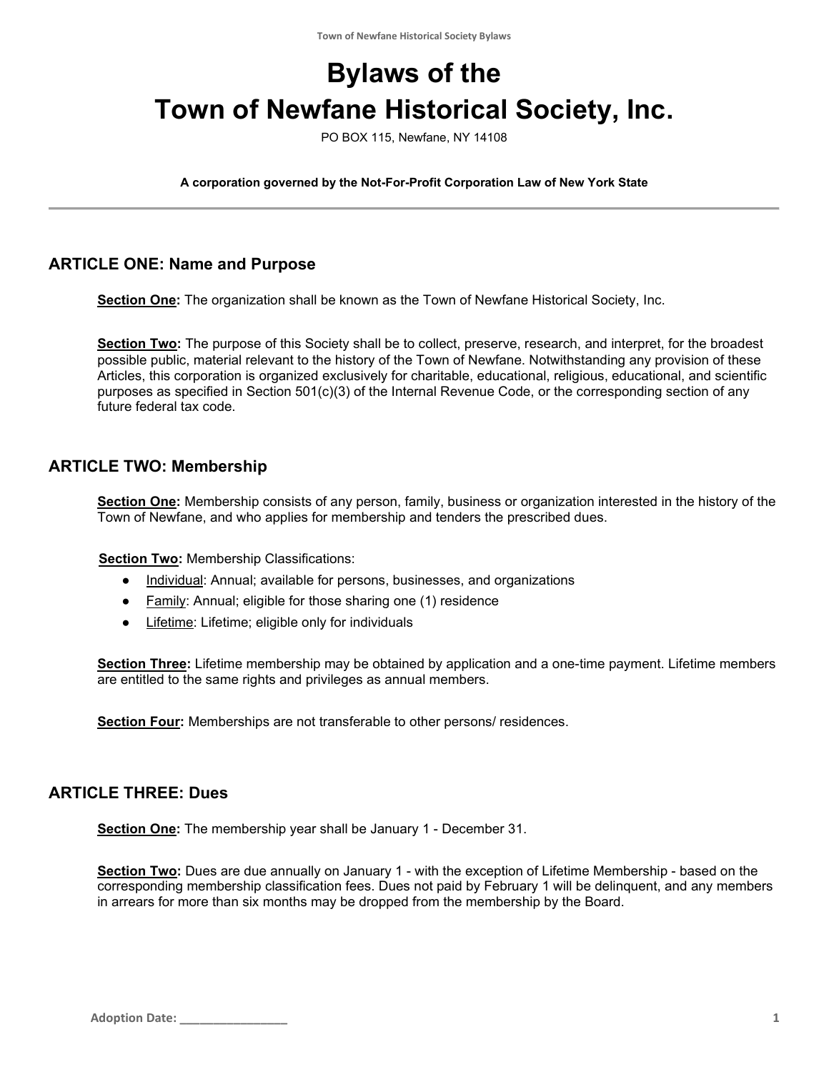# Bylaws of the Town of Newfane Historical Society, Inc.

PO BOX 115, Newfane, NY 14108

**A corporation governed by the Not-For-Profit Corporation Law of New York State**

---

## ARTICLE ONE: Name and Purpose

**Section One:** The organization shall be known as the Town of Newfane Historical Society, Inc.

**Section Two:** The purpose of this Society shall be to collect, preserve, research, and interpret, for the broadest possible public, material relevant to the history of the Town of Newfane. Notwithstanding any provision of these Articles, this corporation is organized exclusively for charitable, educational, religious, educational, and scientific purposes as specified in Section 501(c)(3) of the Internal Revenue Code, or the corresponding section of any future federal tax code.

## ARTICLE TWO: Membership

**Section One:** Membership consists of any person, family, business or organization interested in the history of the Town of Newfane, and who applies for membership and tenders the prescribed dues.

**Section Two:** Membership Classifications:

- Individual: Annual; available for persons, businesses, and organizations
- Family: Annual; eligible for those sharing one (1) residence
- Lifetime: Lifetime; eligible only for individuals

**Section Three:** Lifetime membership may be obtained by application and a one-time payment. Lifetime members are entitled to the same rights and privileges as annual members.

**Section Four:** Memberships are not transferable to other persons/ residences.

## ARTICLE THREE: Dues

**Section One:** The membership year shall be January 1 - December 31.

**Section Two:** Dues are due annually on January 1 - with the exception of Lifetime Membership - based on the corresponding membership classification fees. Dues not paid by February 1 will be delinquent, and any members in arrears for more than six months may be dropped from the membership by the Board.

Adoption Date: ________________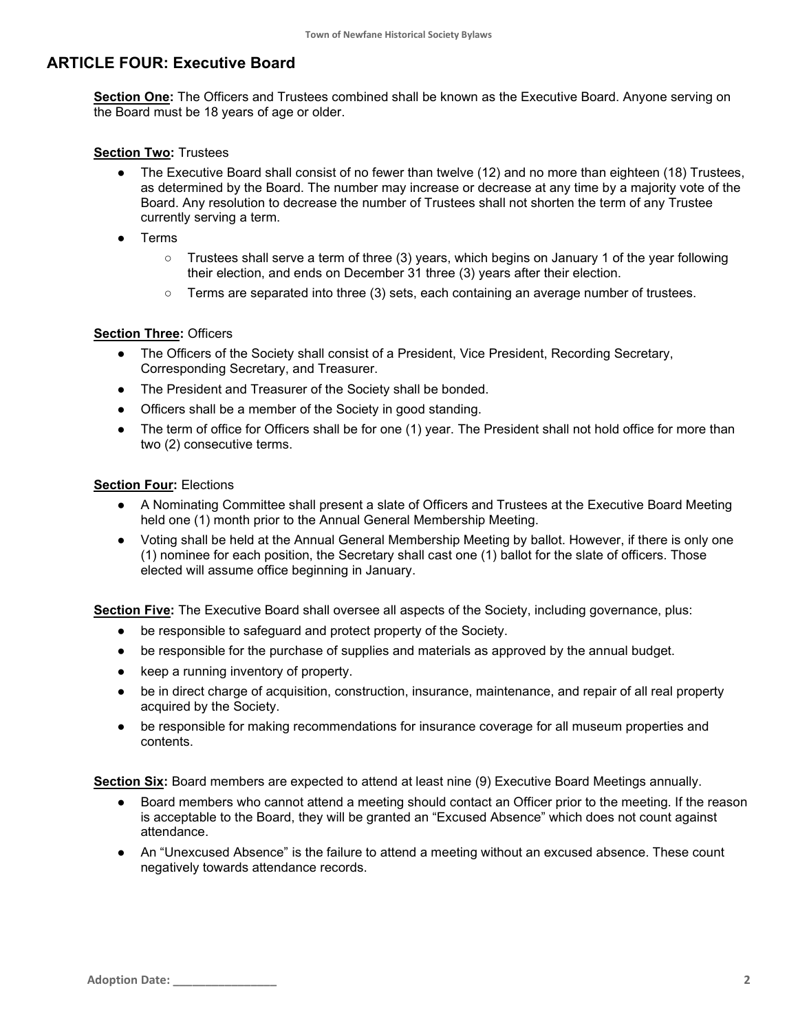## ARTICLE FOUR: Executive Board

**Section One:** The Officers and Trustees combined shall be known as the Executive Board. Anyone serving on the Board must be 18 years of age or older.

**Section Two:** Trustees

- The Executive Board shall consist of no fewer than twelve (12) and no more than eighteen (18) Trustees, as determined by the Board. The number may increase or decrease at any time by a majority vote of the Board. Any resolution to decrease the number of Trustees shall not shorten the term of any Trustee currently serving a term.
- Terms
    - Trustees shall serve a term of three (3) years, which begins on January 1 of the year following their election, and ends on December 31 three (3) years after their election.
    - Terms are separated into three (3) sets, each containing an average number of trustees.

**Section Three:** Officers

- The Officers of the Society shall consist of a President, Vice President, Recording Secretary, Corresponding Secretary, and Treasurer.
- The President and Treasurer of the Society shall be bonded.
- Officers shall be a member of the Society in good standing.
- The term of office for Officers shall be for one (1) year. The President shall not hold office for more than two (2) consecutive terms.

**Section Four:** Elections

- A Nominating Committee shall present a slate of Officers and Trustees at the Executive Board Meeting held one (1) month prior to the Annual General Membership Meeting.
- Voting shall be held at the Annual General Membership Meeting by ballot. However, if there is only one (1) nominee for each position, the Secretary shall cast one (1) ballot for the slate of officers. Those elected will assume office beginning in January.

**Section Five:** The Executive Board shall oversee all aspects of the Society, including governance, plus:

- be responsible to safeguard and protect property of the Society.
- be responsible for the purchase of supplies and materials as approved by the annual budget.
- keep a running inventory of property.
- be in direct charge of acquisition, construction, insurance, maintenance, and repair of all real property acquired by the Society.
- be responsible for making recommendations for insurance coverage for all museum properties and contents.

**Section Six:** Board members are expected to attend at least nine (9) Executive Board Meetings annually.

- Board members who cannot attend a meeting should contact an Officer prior to the meeting. If the reason is acceptable to the Board, they will be granted an "Excused Absence" which does not count against attendance.
- An "Unexcused Absence" is the failure to attend a meeting without an excused absence. These count negatively towards attendance records.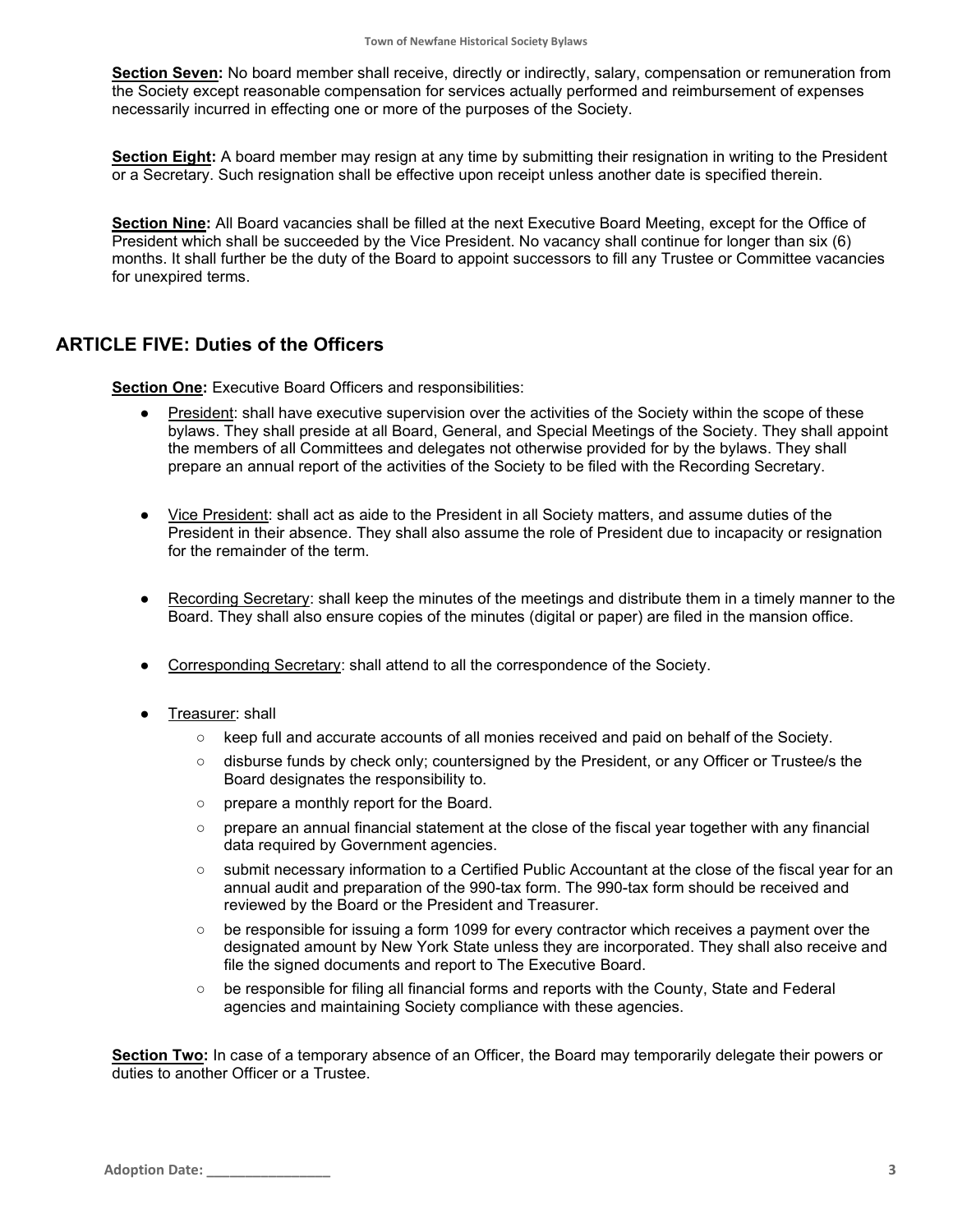**Section Seven:** No board member shall receive, directly or indirectly, salary, compensation or remuneration from the Society except reasonable compensation for services actually performed and reimbursement of expenses necessarily incurred in effecting one or more of the purposes of the Society.

**Section Eight:** A board member may resign at any time by submitting their resignation in writing to the President or a Secretary. Such resignation shall be effective upon receipt unless another date is specified therein.

**Section Nine:** All Board vacancies shall be filled at the next Executive Board Meeting, except for the Office of President which shall be succeeded by the Vice President. No vacancy shall continue for longer than six (6) months. It shall further be the duty of the Board to appoint successors to fill any Trustee or Committee vacancies for unexpired terms.

## ARTICLE FIVE: Duties of the Officers

**Section One:** Executive Board Officers and responsibilities:

- President: shall have executive supervision over the activities of the Society within the scope of these bylaws. They shall preside at all Board, General, and Special Meetings of the Society. They shall appoint the members of all Committees and delegates not otherwise provided for by the bylaws. They shall prepare an annual report of the activities of the Society to be filed with the Recording Secretary.
- Vice President: shall act as aide to the President in all Society matters, and assume duties of the President in their absence. They shall also assume the role of President due to incapacity or resignation for the remainder of the term.
- Recording Secretary: shall keep the minutes of the meetings and distribute them in a timely manner to the Board. They shall also ensure copies of the minutes (digital or paper) are filed in the mansion office.
- Corresponding Secretary: shall attend to all the correspondence of the Society.
- Treasurer: shall
  - keep full and accurate accounts of all monies received and paid on behalf of the Society.
  - disburse funds by check only; countersigned by the President, or any Officer or Trustee/s the Board designates the responsibility to.
  - prepare a monthly report for the Board.
  - prepare an annual financial statement at the close of the fiscal year together with any financial data required by Government agencies.
  - submit necessary information to a Certified Public Accountant at the close of the fiscal year for an annual audit and preparation of the 990-tax form. The 990-tax form should be received and reviewed by the Board or the President and Treasurer.
  - be responsible for issuing a form 1099 for every contractor which receives a payment over the designated amount by New York State unless they are incorporated. They shall also receive and file the signed documents and report to The Executive Board.
  - be responsible for filing all financial forms and reports with the County, State and Federal agencies and maintaining Society compliance with these agencies.

**Section Two:** In case of a temporary absence of an Officer, the Board may temporarily delegate their powers or duties to another Officer or a Trustee.

Adoption Date: ________________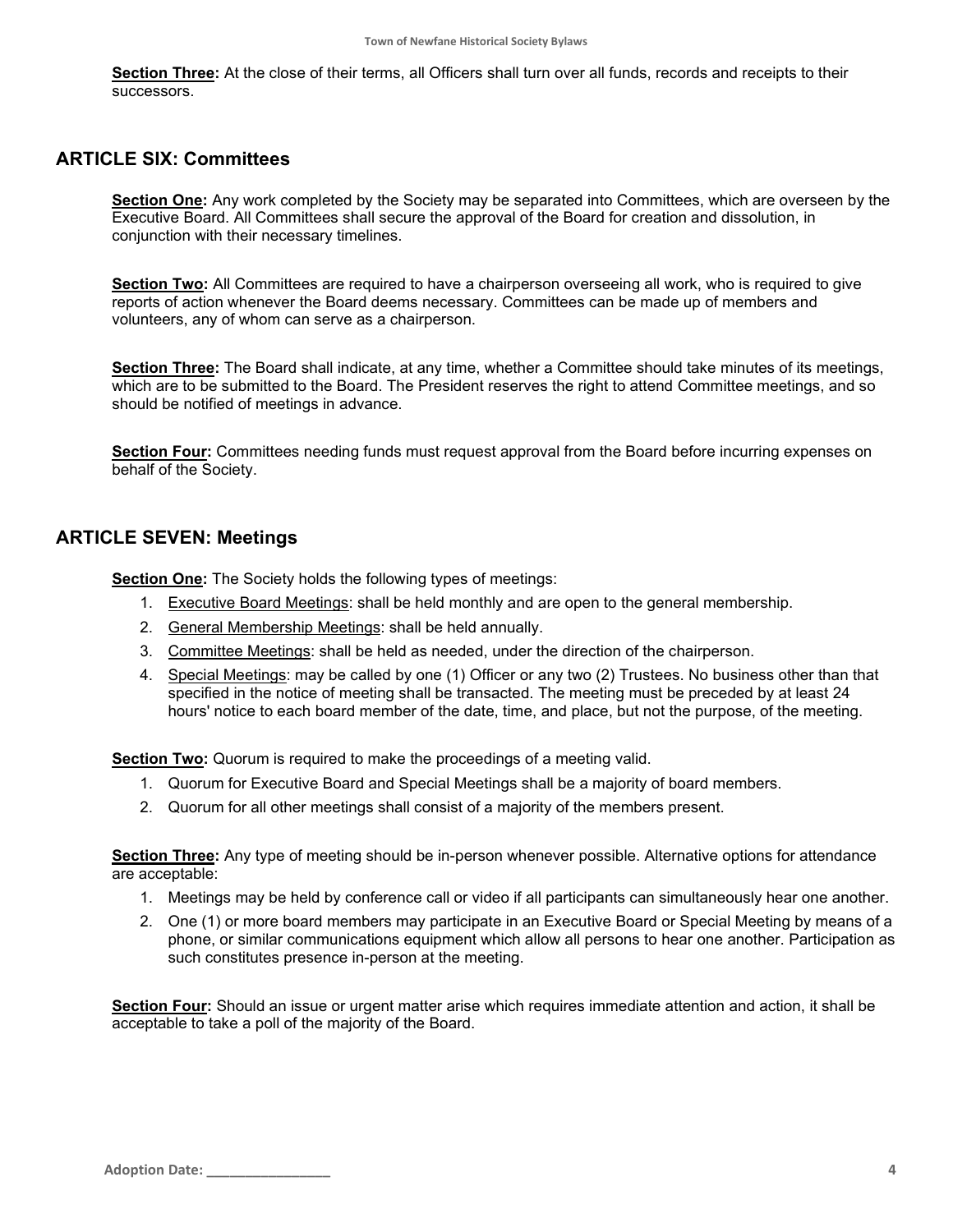**Section Three:** At the close of their terms, all Officers shall turn over all funds, records and receipts to their successors.

## ARTICLE SIX: Committees

**Section One:** Any work completed by the Society may be separated into Committees, which are overseen by the Executive Board. All Committees shall secure the approval of the Board for creation and dissolution, in conjunction with their necessary timelines.

**Section Two:** All Committees are required to have a chairperson overseeing all work, who is required to give reports of action whenever the Board deems necessary. Committees can be made up of members and volunteers, any of whom can serve as a chairperson.

**Section Three:** The Board shall indicate, at any time, whether a Committee should take minutes of its meetings, which are to be submitted to the Board. The President reserves the right to attend Committee meetings, and so should be notified of meetings in advance.

**Section Four:** Committees needing funds must request approval from the Board before incurring expenses on behalf of the Society.

## ARTICLE SEVEN: Meetings

**Section One:** The Society holds the following types of meetings:

1. Executive Board Meetings: shall be held monthly and are open to the general membership.
2. General Membership Meetings: shall be held annually.
3. Committee Meetings: shall be held as needed, under the direction of the chairperson.
4. Special Meetings: may be called by one (1) Officer or any two (2) Trustees. No business other than that specified in the notice of meeting shall be transacted. The meeting must be preceded by at least 24 hours' notice to each board member of the date, time, and place, but not the purpose, of the meeting.

**Section Two:** Quorum is required to make the proceedings of a meeting valid.

1. Quorum for Executive Board and Special Meetings shall be a majority of board members.
2. Quorum for all other meetings shall consist of a majority of the members present.

**Section Three:** Any type of meeting should be in-person whenever possible. Alternative options for attendance are acceptable:

1. Meetings may be held by conference call or video if all participants can simultaneously hear one another.
2. One (1) or more board members may participate in an Executive Board or Special Meeting by means of a phone, or similar communications equipment which allow all persons to hear one another. Participation as such constitutes presence in-person at the meeting.

**Section Four:** Should an issue or urgent matter arise which requires immediate attention and action, it shall be acceptable to take a poll of the majority of the Board.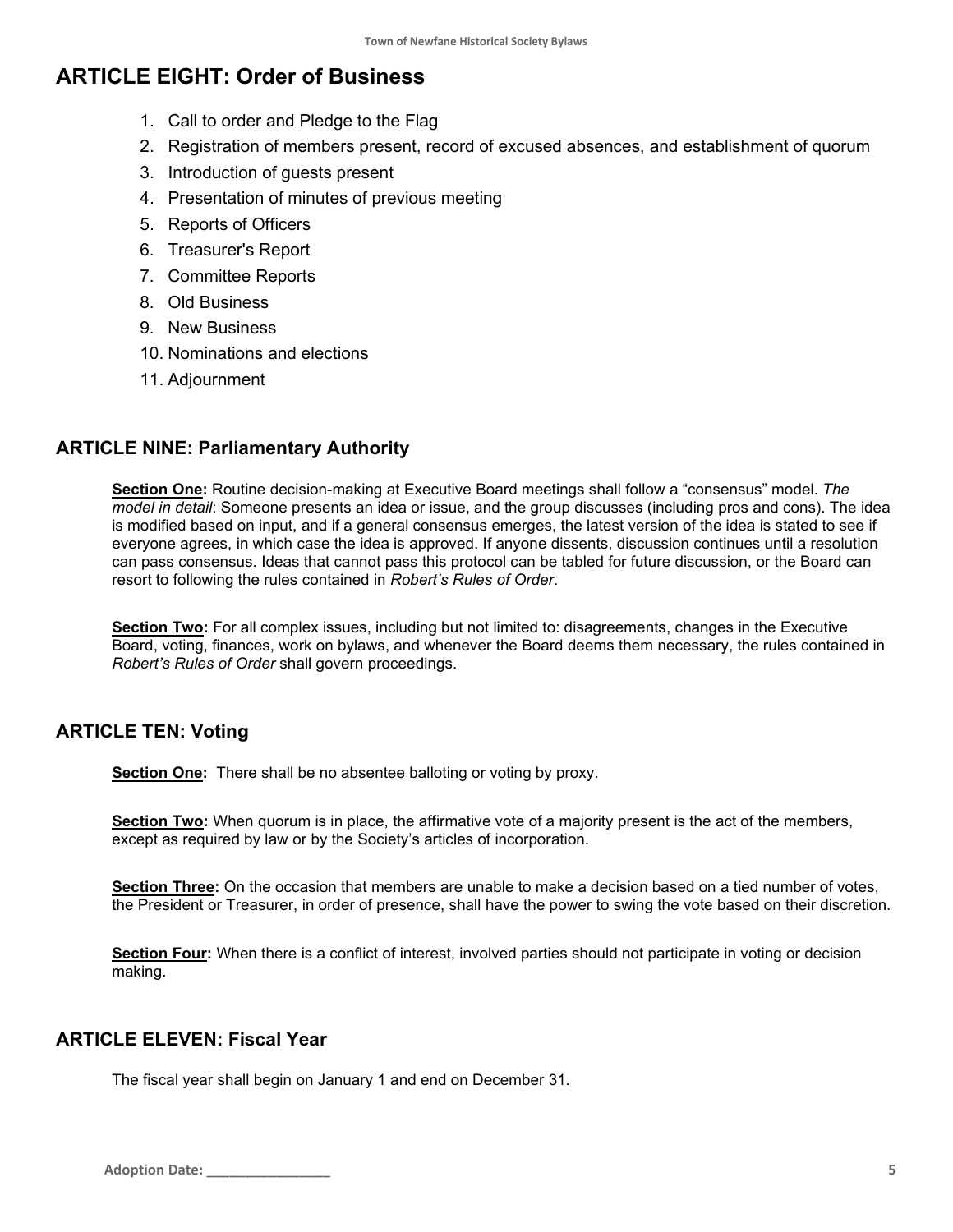## ARTICLE EIGHT: Order of Business

1. Call to order and Pledge to the Flag
2. Registration of members present, record of excused absences, and establishment of quorum
3. Introduction of guests present
4. Presentation of minutes of previous meeting
5. Reports of Officers
6. Treasurer's Report
7. Committee Reports
8. Old Business
9. New Business
10. Nominations and elections
11. Adjournment

### ARTICLE NINE: Parliamentary Authority

**Section One:** Routine decision-making at Executive Board meetings shall follow a "consensus" model. *The model in detail*: Someone presents an idea or issue, and the group discusses (including pros and cons). The idea is modified based on input, and if a general consensus emerges, the latest version of the idea is stated to see if everyone agrees, in which case the idea is approved. If anyone dissents, discussion continues until a resolution can pass consensus. Ideas that cannot pass this protocol can be tabled for future discussion, or the Board can resort to following the rules contained in *Robert's Rules of Order*.

**Section Two:** For all complex issues, including but not limited to: disagreements, changes in the Executive Board, voting, finances, work on bylaws, and whenever the Board deems them necessary, the rules contained in *Robert's Rules of Order* shall govern proceedings.

### ARTICLE TEN: Voting

**Section One:** There shall be no absentee balloting or voting by proxy.

**Section Two:** When quorum is in place, the affirmative vote of a majority present is the act of the members, except as required by law or by the Society's articles of incorporation.

**Section Three:** On the occasion that members are unable to make a decision based on a tied number of votes, the President or Treasurer, in order of presence, shall have the power to swing the vote based on their discretion.

**Section Four:** When there is a conflict of interest, involved parties should not participate in voting or decision making.

### ARTICLE ELEVEN: Fiscal Year

The fiscal year shall begin on January 1 and end on December 31.

**Adoption Date: ________________**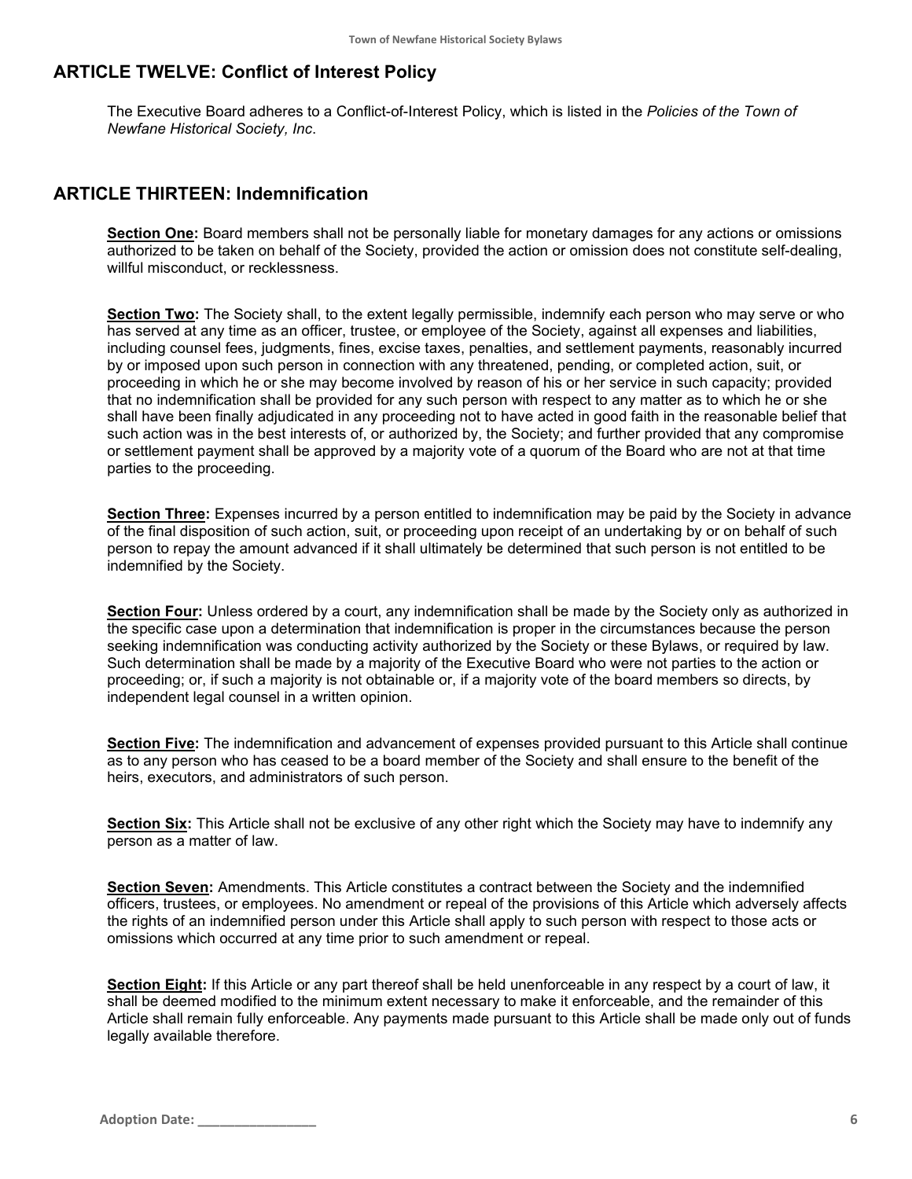## ARTICLE TWELVE: Conflict of Interest Policy

The Executive Board adheres to a Conflict-of-Interest Policy, which is listed in the *Policies of the Town of Newfane Historical Society, Inc*.

## ARTICLE THIRTEEN: Indemnification

**Section One:** Board members shall not be personally liable for monetary damages for any actions or omissions authorized to be taken on behalf of the Society, provided the action or omission does not constitute self-dealing, willful misconduct, or recklessness.

**Section Two:** The Society shall, to the extent legally permissible, indemnify each person who may serve or who has served at any time as an officer, trustee, or employee of the Society, against all expenses and liabilities, including counsel fees, judgments, fines, excise taxes, penalties, and settlement payments, reasonably incurred by or imposed upon such person in connection with any threatened, pending, or completed action, suit, or proceeding in which he or she may become involved by reason of his or her service in such capacity; provided that no indemnification shall be provided for any such person with respect to any matter as to which he or she shall have been finally adjudicated in any proceeding not to have acted in good faith in the reasonable belief that such action was in the best interests of, or authorized by, the Society; and further provided that any compromise or settlement payment shall be approved by a majority vote of a quorum of the Board who are not at that time parties to the proceeding.

**Section Three:** Expenses incurred by a person entitled to indemnification may be paid by the Society in advance of the final disposition of such action, suit, or proceeding upon receipt of an undertaking by or on behalf of such person to repay the amount advanced if it shall ultimately be determined that such person is not entitled to be indemnified by the Society.

**Section Four:** Unless ordered by a court, any indemnification shall be made by the Society only as authorized in the specific case upon a determination that indemnification is proper in the circumstances because the person seeking indemnification was conducting activity authorized by the Society or these Bylaws, or required by law. Such determination shall be made by a majority of the Executive Board who were not parties to the action or proceeding; or, if such a majority is not obtainable or, if a majority vote of the board members so directs, by independent legal counsel in a written opinion.

**Section Five:** The indemnification and advancement of expenses provided pursuant to this Article shall continue as to any person who has ceased to be a board member of the Society and shall ensure to the benefit of the heirs, executors, and administrators of such person.

**Section Six:** This Article shall not be exclusive of any other right which the Society may have to indemnify any person as a matter of law.

**Section Seven:** Amendments. This Article constitutes a contract between the Society and the indemnified officers, trustees, or employees. No amendment or repeal of the provisions of this Article which adversely affects the rights of an indemnified person under this Article shall apply to such person with respect to those acts or omissions which occurred at any time prior to such amendment or repeal.

**Section Eight:** If this Article or any part thereof shall be held unenforceable in any respect by a court of law, it shall be deemed modified to the minimum extent necessary to make it enforceable, and the remainder of this Article shall remain fully enforceable. Any payments made pursuant to this Article shall be made only out of funds legally available therefore.

**Adoption Date: _______________**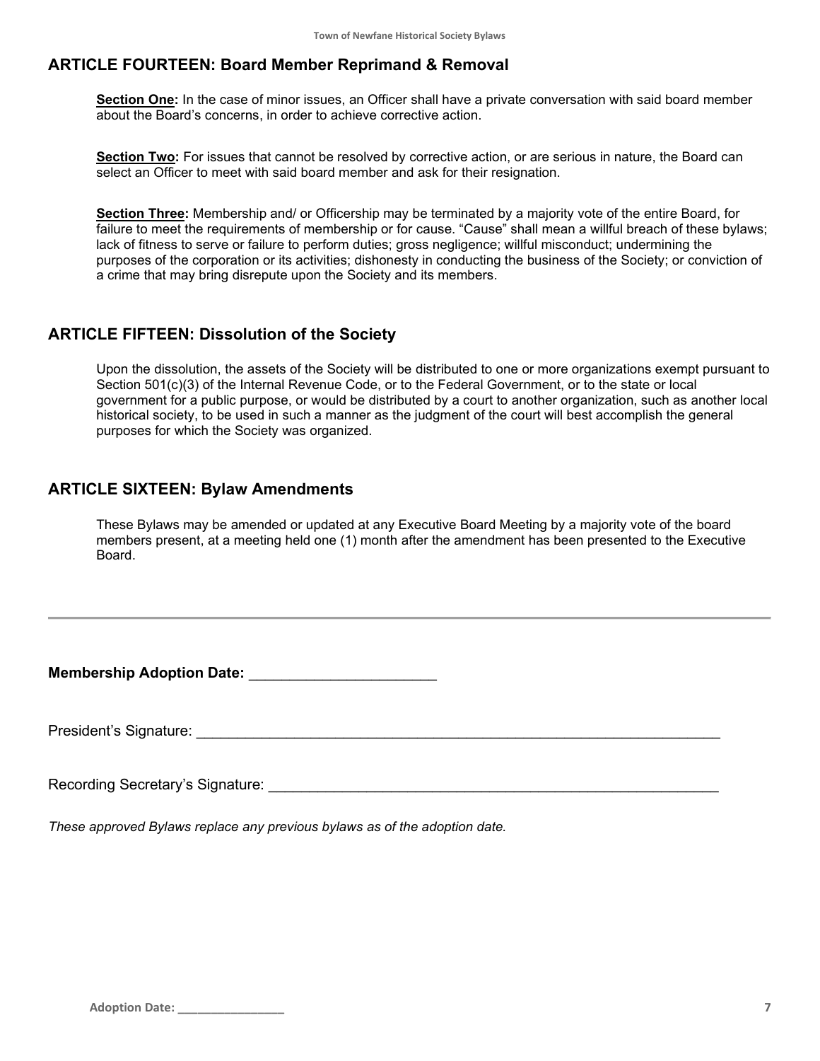## ARTICLE FOURTEEN: Board Member Reprimand & Removal

**Section One:** In the case of minor issues, an Officer shall have a private conversation with said board member about the Board's concerns, in order to achieve corrective action.

**Section Two:** For issues that cannot be resolved by corrective action, or are serious in nature, the Board can select an Officer to meet with said board member and ask for their resignation.

**Section Three:** Membership and/ or Officership may be terminated by a majority vote of the entire Board, for failure to meet the requirements of membership or for cause. "Cause" shall mean a willful breach of these bylaws; lack of fitness to serve or failure to perform duties; gross negligence; willful misconduct; undermining the purposes of the corporation or its activities; dishonesty in conducting the business of the Society; or conviction of a crime that may bring disrepute upon the Society and its members.

## ARTICLE FIFTEEN: Dissolution of the Society

Upon the dissolution, the assets of the Society will be distributed to one or more organizations exempt pursuant to Section 501(c)(3) of the Internal Revenue Code, or to the Federal Government, or to the state or local government for a public purpose, or would be distributed by a court to another organization, such as another local historical society, to be used in such a manner as the judgment of the court will best accomplish the general purposes for which the Society was organized.

## ARTICLE SIXTEEN: Bylaw Amendments

These Bylaws may be amended or updated at any Executive Board Meeting by a majority vote of the board members present, at a meeting held one (1) month after the amendment has been presented to the Executive Board.

---

**Membership Adoption Date:** _______________________

President's Signature: ____________________________________________________________________

Recording Secretary's Signature: __________________________________________________________

*These approved Bylaws replace any previous bylaws as of the adoption date.*